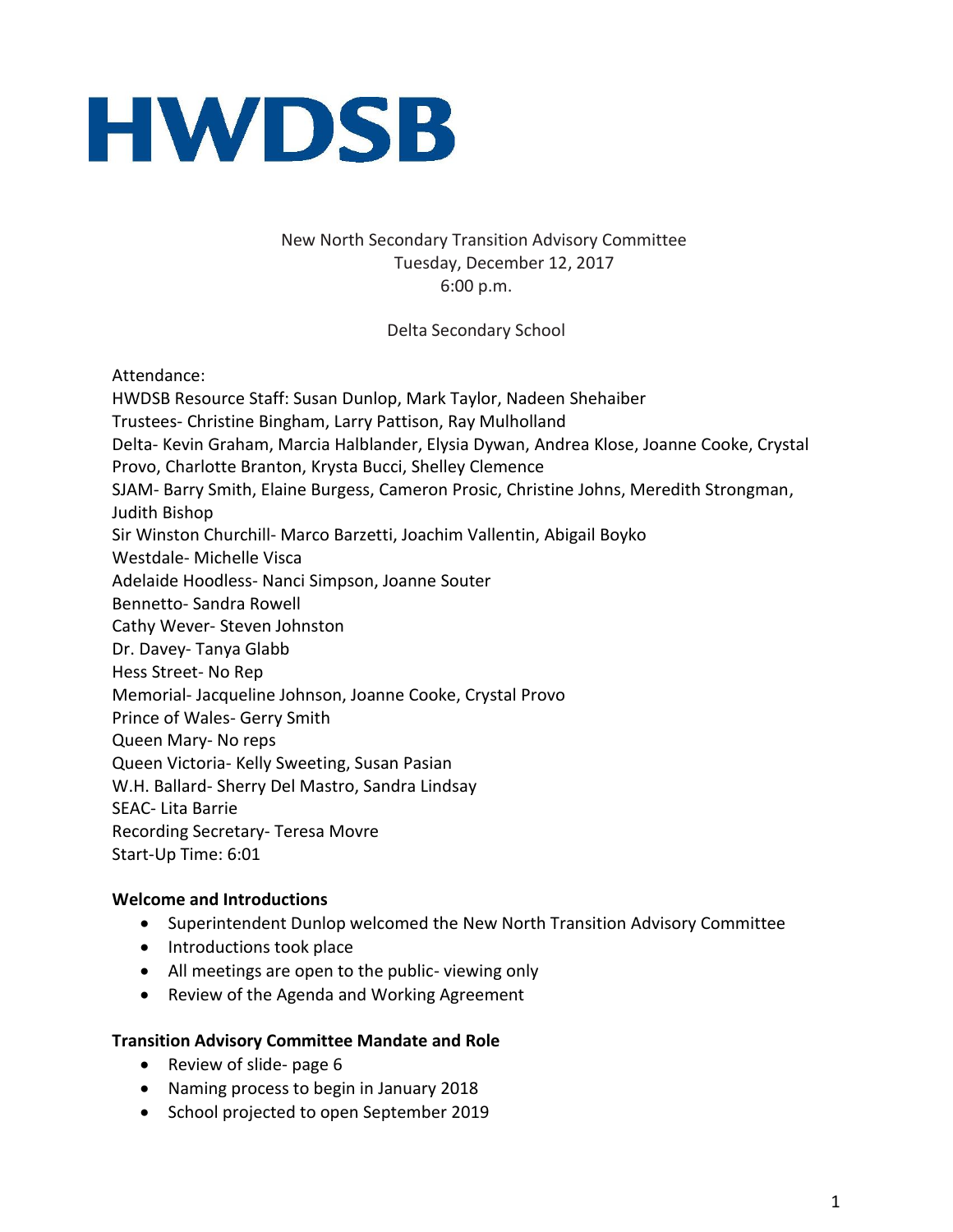# HWDSB

New North Secondary Transition Advisory Committee
Tuesday, December 12, 2017
6:00 p.m.

Delta Secondary School

Attendance:
HWDSB Resource Staff: Susan Dunlop, Mark Taylor, Nadeen Shehaiber
Trustees- Christine Bingham, Larry Pattison, Ray Mulholland
Delta- Kevin Graham, Marcia Halblander, Elysia Dywan, Andrea Klose, Joanne Cooke, Crystal Provo, Charlotte Branton, Krysta Bucci, Shelley Clemence
SJAM- Barry Smith, Elaine Burgess, Cameron Prosic, Christine Johns, Meredith Strongman, Judith Bishop
Sir Winston Churchill- Marco Barzetti, Joachim Vallentin, Abigail Boyko
Westdale- Michelle Visca
Adelaide Hoodless- Nanci Simpson, Joanne Souter
Bennetto- Sandra Rowell
Cathy Wever- Steven Johnston
Dr. Davey- Tanya Glabb
Hess Street- No Rep
Memorial- Jacqueline Johnson, Joanne Cooke, Crystal Provo
Prince of Wales- Gerry Smith
Queen Mary- No reps
Queen Victoria- Kelly Sweeting, Susan Pasian
W.H. Ballard- Sherry Del Mastro, Sandra Lindsay
SEAC- Lita Barrie
Recording Secretary- Teresa Movre
Start-Up Time: 6:01

**Welcome and Introductions**

- Superintendent Dunlop welcomed the New North Transition Advisory Committee
- Introductions took place
- All meetings are open to the public- viewing only
- Review of the Agenda and Working Agreement

**Transition Advisory Committee Mandate and Role**

- Review of slide- page 6
- Naming process to begin in January 2018
- School projected to open September 2019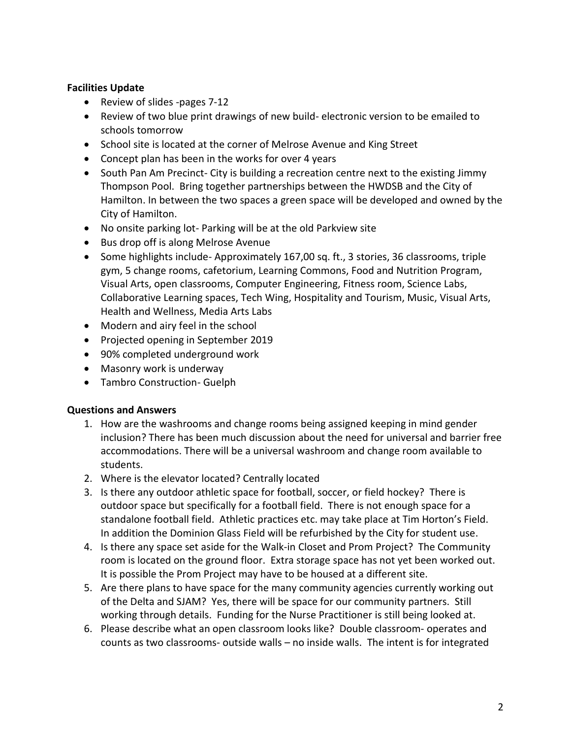**Facilities Update**

- Review of slides -pages 7-12
- Review of two blue print drawings of new build- electronic version to be emailed to schools tomorrow
- School site is located at the corner of Melrose Avenue and King Street
- Concept plan has been in the works for over 4 years
- South Pan Am Precinct- City is building a recreation centre next to the existing Jimmy Thompson Pool. Bring together partnerships between the HWDSB and the City of Hamilton. In between the two spaces a green space will be developed and owned by the City of Hamilton.
- No onsite parking lot- Parking will be at the old Parkview site
- Bus drop off is along Melrose Avenue
- Some highlights include- Approximately 167,00 sq. ft., 3 stories, 36 classrooms, triple gym, 5 change rooms, cafetorium, Learning Commons, Food and Nutrition Program, Visual Arts, open classrooms, Computer Engineering, Fitness room, Science Labs, Collaborative Learning spaces, Tech Wing, Hospitality and Tourism, Music, Visual Arts, Health and Wellness, Media Arts Labs
- Modern and airy feel in the school
- Projected opening in September 2019
- 90% completed underground work
- Masonry work is underway
- Tambro Construction- Guelph

**Questions and Answers**

1. How are the washrooms and change rooms being assigned keeping in mind gender inclusion? There has been much discussion about the need for universal and barrier free accommodations. There will be a universal washroom and change room available to students.
2. Where is the elevator located? Centrally located
3. Is there any outdoor athletic space for football, soccer, or field hockey? There is outdoor space but specifically for a football field. There is not enough space for a standalone football field. Athletic practices etc. may take place at Tim Horton's Field. In addition the Dominion Glass Field will be refurbished by the City for student use.
4. Is there any space set aside for the Walk-in Closet and Prom Project? The Community room is located on the ground floor. Extra storage space has not yet been worked out. It is possible the Prom Project may have to be housed at a different site.
5. Are there plans to have space for the many community agencies currently working out of the Delta and SJAM? Yes, there will be space for our community partners. Still working through details. Funding for the Nurse Practitioner is still being looked at.
6. Please describe what an open classroom looks like? Double classroom- operates and counts as two classrooms- outside walls – no inside walls. The intent is for integrated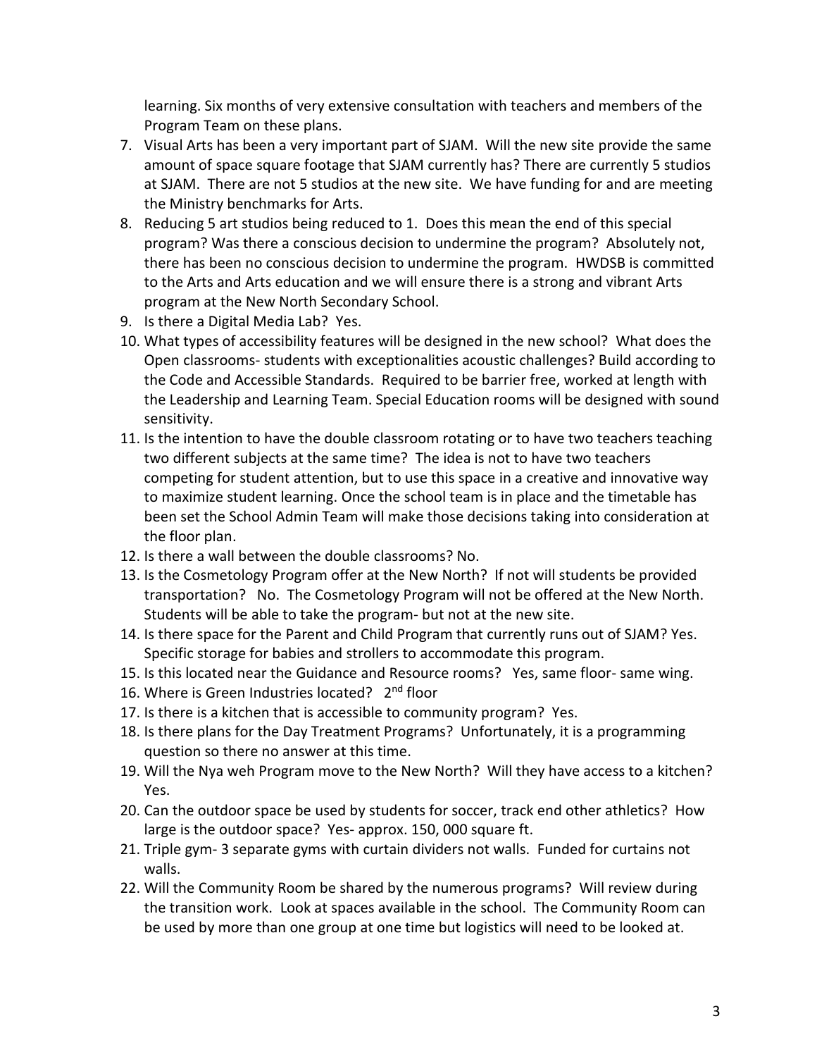learning. Six months of very extensive consultation with teachers and members of the Program Team on these plans.

7. Visual Arts has been a very important part of SJAM. Will the new site provide the same amount of space square footage that SJAM currently has? There are currently 5 studios at SJAM. There are not 5 studios at the new site. We have funding for and are meeting the Ministry benchmarks for Arts.
8. Reducing 5 art studios being reduced to 1. Does this mean the end of this special program? Was there a conscious decision to undermine the program? Absolutely not, there has been no conscious decision to undermine the program. HWDSB is committed to the Arts and Arts education and we will ensure there is a strong and vibrant Arts program at the New North Secondary School.
9. Is there a Digital Media Lab? Yes.
10. What types of accessibility features will be designed in the new school? What does the Open classrooms- students with exceptionalities acoustic challenges? Build according to the Code and Accessible Standards. Required to be barrier free, worked at length with the Leadership and Learning Team. Special Education rooms will be designed with sound sensitivity.
11. Is the intention to have the double classroom rotating or to have two teachers teaching two different subjects at the same time? The idea is not to have two teachers competing for student attention, but to use this space in a creative and innovative way to maximize student learning. Once the school team is in place and the timetable has been set the School Admin Team will make those decisions taking into consideration at the floor plan.
12. Is there a wall between the double classrooms? No.
13. Is the Cosmetology Program offer at the New North? If not will students be provided transportation? No. The Cosmetology Program will not be offered at the New North. Students will be able to take the program- but not at the new site.
14. Is there space for the Parent and Child Program that currently runs out of SJAM? Yes. Specific storage for babies and strollers to accommodate this program.
15. Is this located near the Guidance and Resource rooms? Yes, same floor- same wing.
16. Where is Green Industries located? 2nd floor
17. Is there is a kitchen that is accessible to community program? Yes.
18. Is there plans for the Day Treatment Programs? Unfortunately, it is a programming question so there no answer at this time.
19. Will the Nya weh Program move to the New North? Will they have access to a kitchen? Yes.
20. Can the outdoor space be used by students for soccer, track end other athletics? How large is the outdoor space? Yes- approx. 150, 000 square ft.
21. Triple gym- 3 separate gyms with curtain dividers not walls. Funded for curtains not walls.
22. Will the Community Room be shared by the numerous programs? Will review during the transition work. Look at spaces available in the school. The Community Room can be used by more than one group at one time but logistics will need to be looked at.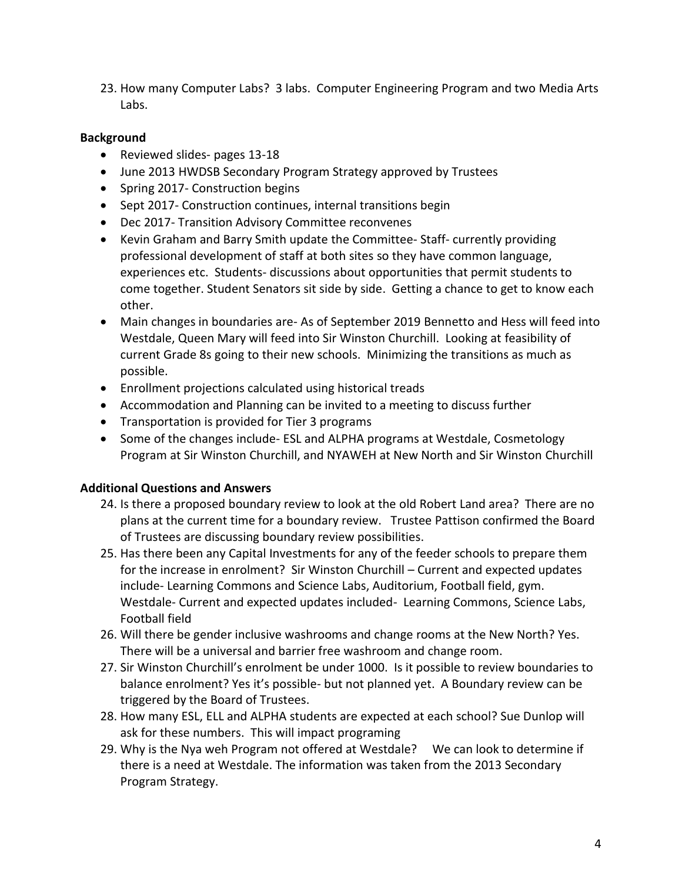23. How many Computer Labs? 3 labs. Computer Engineering Program and two Media Arts Labs.

**Background**

- Reviewed slides- pages 13-18
- June 2013 HWDSB Secondary Program Strategy approved by Trustees
- Spring 2017- Construction begins
- Sept 2017- Construction continues, internal transitions begin
- Dec 2017- Transition Advisory Committee reconvenes
- Kevin Graham and Barry Smith update the Committee- Staff- currently providing professional development of staff at both sites so they have common language, experiences etc. Students- discussions about opportunities that permit students to come together. Student Senators sit side by side. Getting a chance to get to know each other.
- Main changes in boundaries are- As of September 2019 Bennetto and Hess will feed into Westdale, Queen Mary will feed into Sir Winston Churchill. Looking at feasibility of current Grade 8s going to their new schools. Minimizing the transitions as much as possible.
- Enrollment projections calculated using historical treads
- Accommodation and Planning can be invited to a meeting to discuss further
- Transportation is provided for Tier 3 programs
- Some of the changes include- ESL and ALPHA programs at Westdale, Cosmetology Program at Sir Winston Churchill, and NYAWEH at New North and Sir Winston Churchill

**Additional Questions and Answers**

24. Is there a proposed boundary review to look at the old Robert Land area? There are no plans at the current time for a boundary review. Trustee Pattison confirmed the Board of Trustees are discussing boundary review possibilities.
25. Has there been any Capital Investments for any of the feeder schools to prepare them for the increase in enrolment? Sir Winston Churchill – Current and expected updates include- Learning Commons and Science Labs, Auditorium, Football field, gym. Westdale- Current and expected updates included- Learning Commons, Science Labs, Football field
26. Will there be gender inclusive washrooms and change rooms at the New North? Yes. There will be a universal and barrier free washroom and change room.
27. Sir Winston Churchill's enrolment be under 1000. Is it possible to review boundaries to balance enrolment? Yes it's possible- but not planned yet. A Boundary review can be triggered by the Board of Trustees.
28. How many ESL, ELL and ALPHA students are expected at each school? Sue Dunlop will ask for these numbers. This will impact programing
29. Why is the Nya weh Program not offered at Westdale? We can look to determine if there is a need at Westdale. The information was taken from the 2013 Secondary Program Strategy.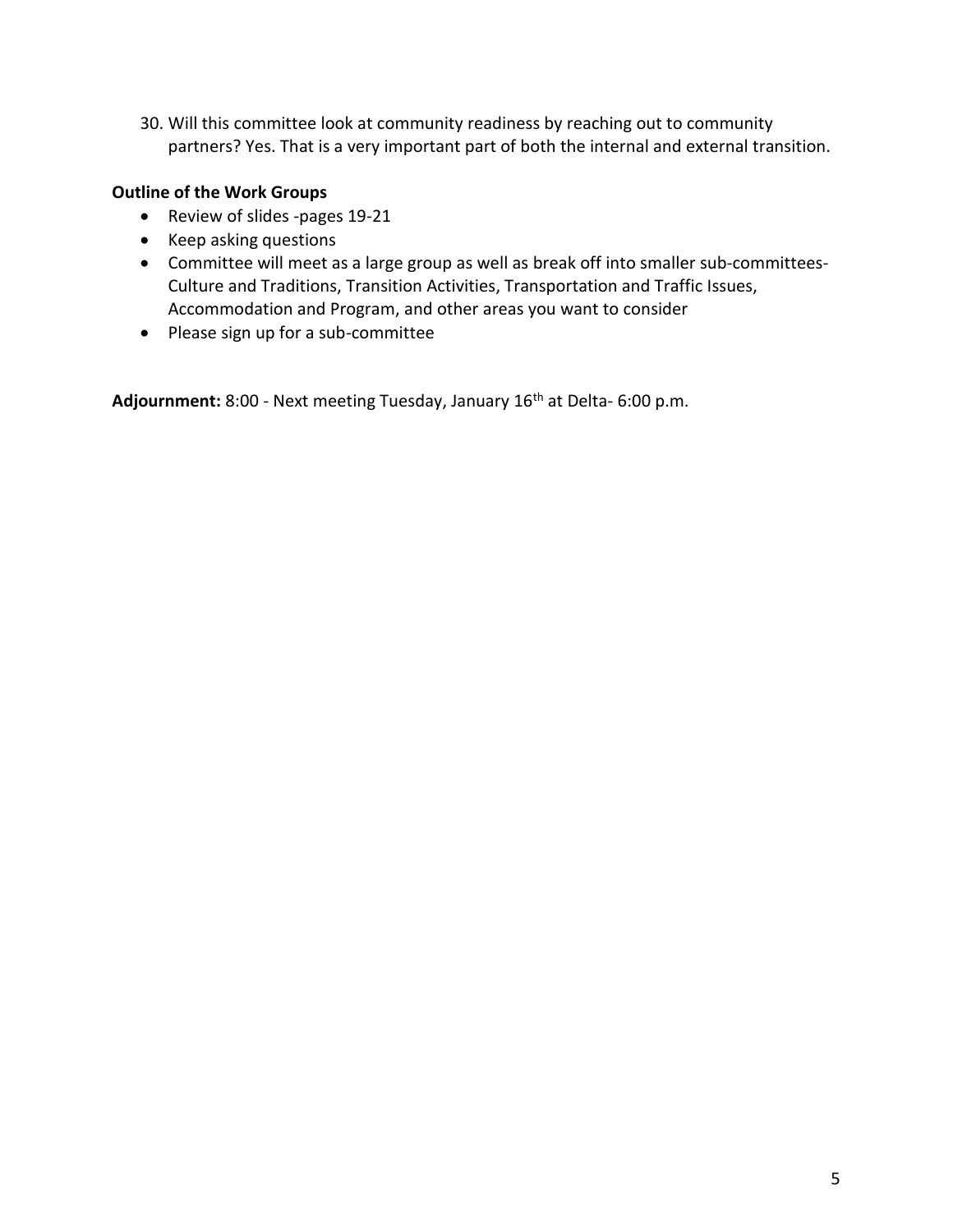30. Will this committee look at community readiness by reaching out to community partners? Yes. That is a very important part of both the internal and external transition.

**Outline of the Work Groups**

- Review of slides -pages 19-21
- Keep asking questions
- Committee will meet as a large group as well as break off into smaller sub-committees- Culture and Traditions, Transition Activities, Transportation and Traffic Issues, Accommodation and Program, and other areas you want to consider
- Please sign up for a sub-committee

**Adjournment:** 8:00 - Next meeting Tuesday, January 16th at Delta- 6:00 p.m.